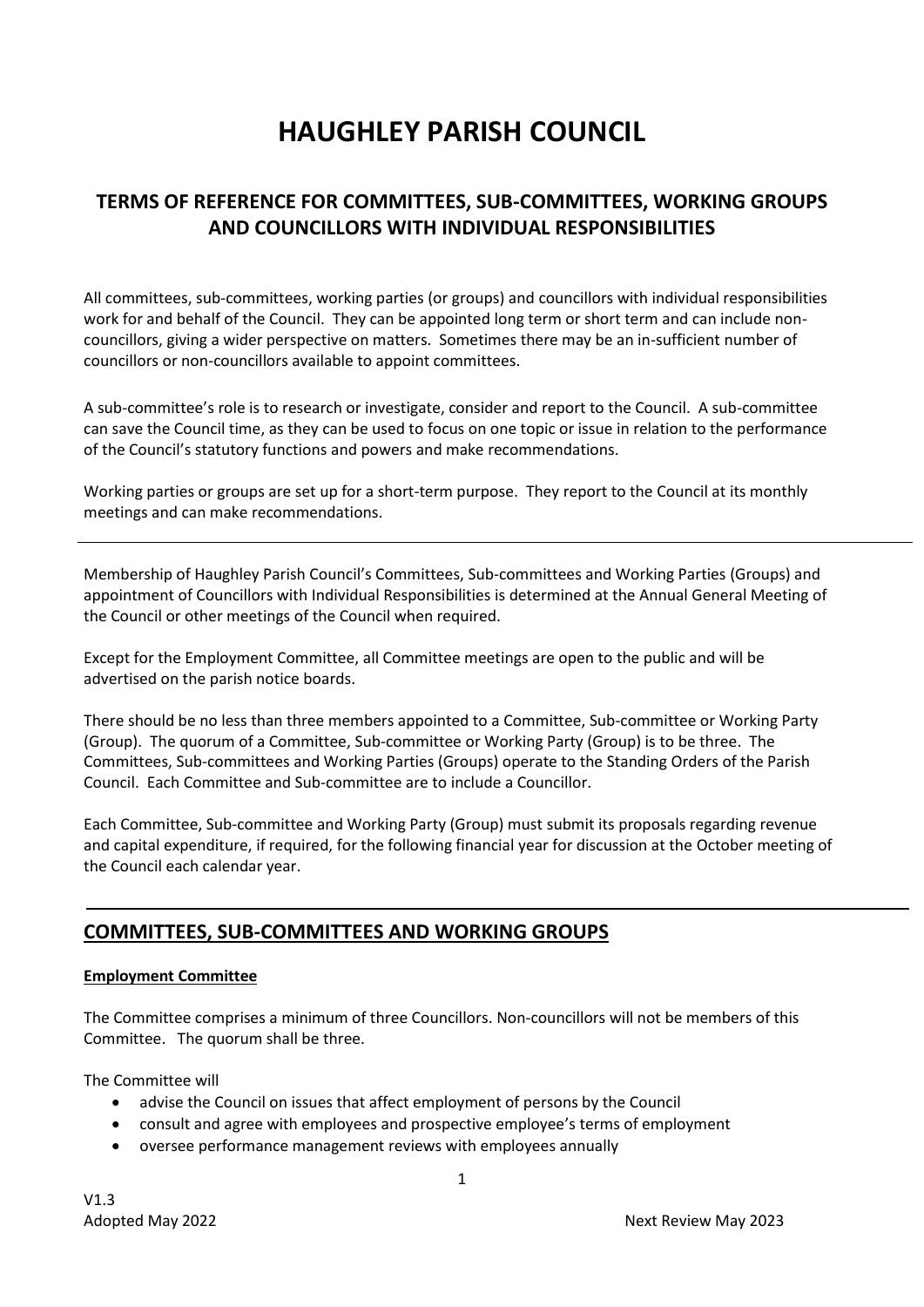# HAUGHLEY PARISH COUNCIL

## TERMS OF REFERENCE FOR COMMITTEES, SUB-COMMITTEES, WORKING GROUPS AND COUNCILLORS WITH INDIVIDUAL RESPONSIBILITIES

All committees, sub-committees, working parties (or groups) and councillors with individual responsibilities work for and behalf of the Council. They can be appointed long term or short term and can include non-councillors, giving a wider perspective on matters. Sometimes there may be an in-sufficient number of councillors or non-councillors available to appoint committees.

A sub-committee's role is to research or investigate, consider and report to the Council. A sub-committee can save the Council time, as they can be used to focus on one topic or issue in relation to the performance of the Council's statutory functions and powers and make recommendations.

Working parties or groups are set up for a short-term purpose. They report to the Council at its monthly meetings and can make recommendations.

---

Membership of Haughley Parish Council's Committees, Sub-committees and Working Parties (Groups) and appointment of Councillors with Individual Responsibilities is determined at the Annual General Meeting of the Council or other meetings of the Council when required.

Except for the Employment Committee, all Committee meetings are open to the public and will be advertised on the parish notice boards.

There should be no less than three members appointed to a Committee, Sub-committee or Working Party (Group). The quorum of a Committee, Sub-committee or Working Party (Group) is to be three. The Committees, Sub-committees and Working Parties (Groups) operate to the Standing Orders of the Parish Council. Each Committee and Sub-committee are to include a Councillor.

Each Committee, Sub-committee and Working Party (Group) must submit its proposals regarding revenue and capital expenditure, if required, for the following financial year for discussion at the October meeting of the Council each calendar year.

---

## COMMITTEES, SUB-COMMITTEES AND WORKING GROUPS

### Employment Committee

The Committee comprises a minimum of three Councillors. Non-councillors will not be members of this Committee. The quorum shall be three.

The Committee will

- advise the Council on issues that affect employment of persons by the Council
- consult and agree with employees and prospective employee's terms of employment
- oversee performance management reviews with employees annually

V1.3
Adopted May 2022 Next Review May 2023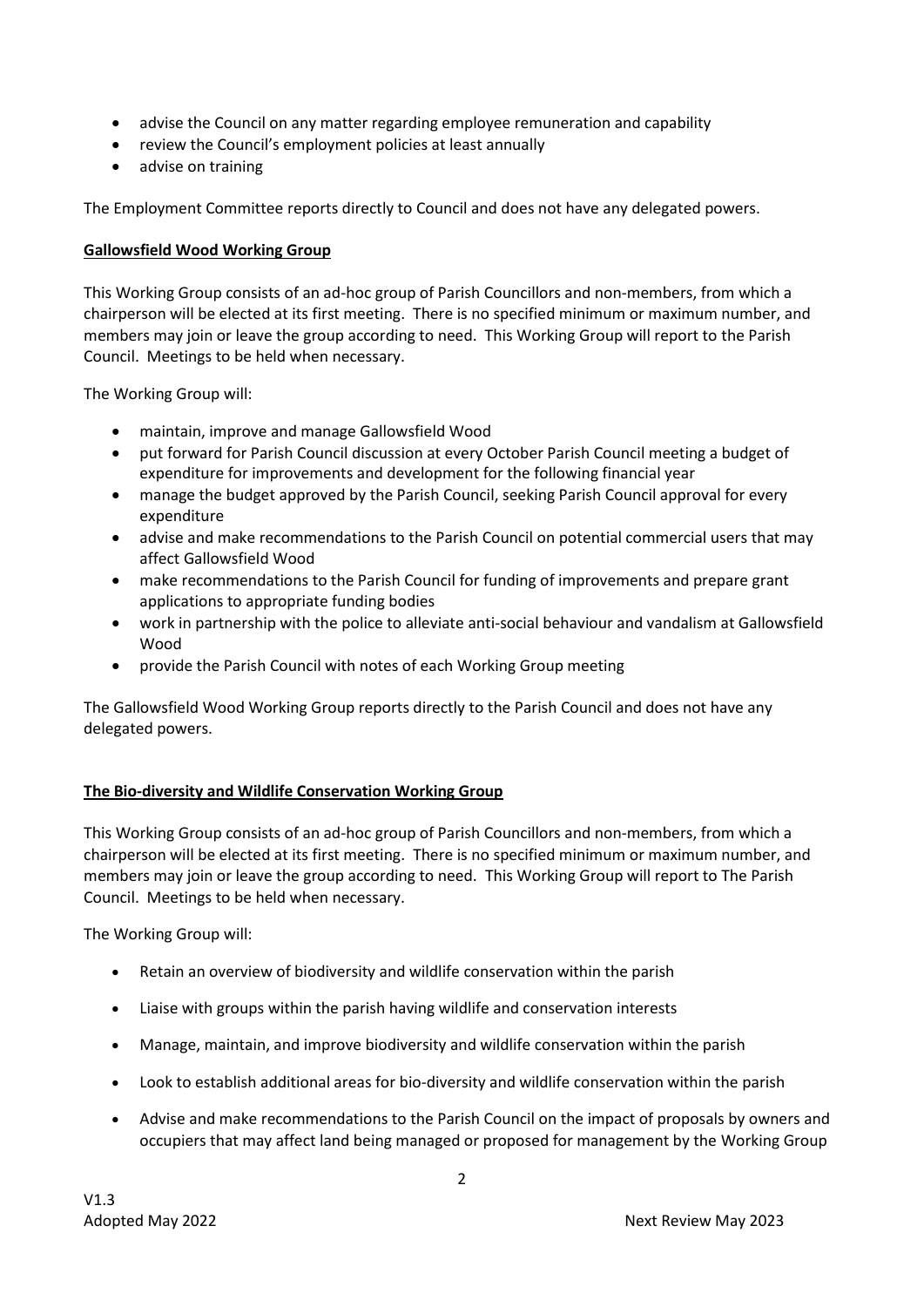- advise the Council on any matter regarding employee remuneration and capability
- review the Council's employment policies at least annually
- advise on training

The Employment Committee reports directly to Council and does not have any delegated powers.

**Gallowsfield Wood Working Group**

This Working Group consists of an ad-hoc group of Parish Councillors and non-members, from which a chairperson will be elected at its first meeting. There is no specified minimum or maximum number, and members may join or leave the group according to need. This Working Group will report to the Parish Council. Meetings to be held when necessary.

The Working Group will:

- maintain, improve and manage Gallowsfield Wood
- put forward for Parish Council discussion at every October Parish Council meeting a budget of expenditure for improvements and development for the following financial year
- manage the budget approved by the Parish Council, seeking Parish Council approval for every expenditure
- advise and make recommendations to the Parish Council on potential commercial users that may affect Gallowsfield Wood
- make recommendations to the Parish Council for funding of improvements and prepare grant applications to appropriate funding bodies
- work in partnership with the police to alleviate anti-social behaviour and vandalism at Gallowsfield Wood
- provide the Parish Council with notes of each Working Group meeting

The Gallowsfield Wood Working Group reports directly to the Parish Council and does not have any delegated powers.

**The Bio-diversity and Wildlife Conservation Working Group**

This Working Group consists of an ad-hoc group of Parish Councillors and non-members, from which a chairperson will be elected at its first meeting. There is no specified minimum or maximum number, and members may join or leave the group according to need. This Working Group will report to The Parish Council. Meetings to be held when necessary.

The Working Group will:

- Retain an overview of biodiversity and wildlife conservation within the parish
- Liaise with groups within the parish having wildlife and conservation interests
- Manage, maintain, and improve biodiversity and wildlife conservation within the parish
- Look to establish additional areas for bio-diversity and wildlife conservation within the parish
- Advise and make recommendations to the Parish Council on the impact of proposals by owners and occupiers that may affect land being managed or proposed for management by the Working Group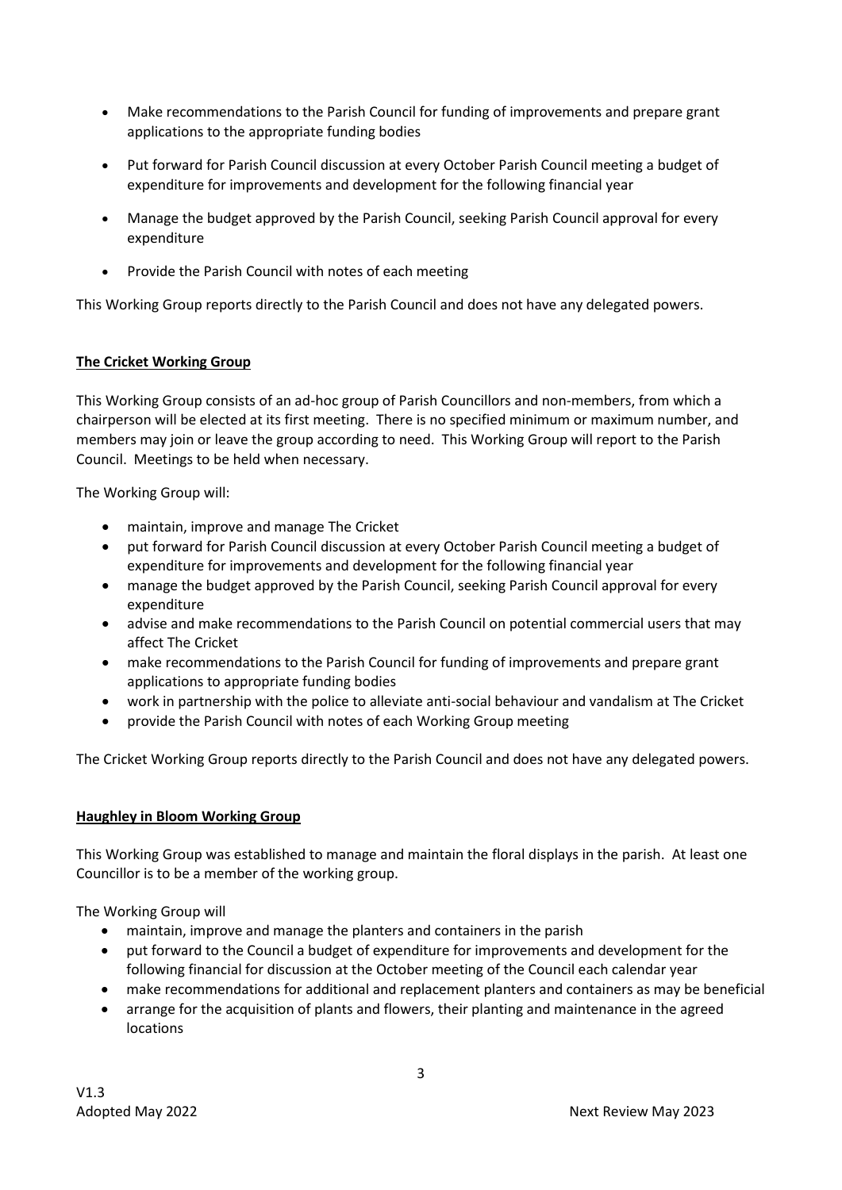- Make recommendations to the Parish Council for funding of improvements and prepare grant applications to the appropriate funding bodies
- Put forward for Parish Council discussion at every October Parish Council meeting a budget of expenditure for improvements and development for the following financial year
- Manage the budget approved by the Parish Council, seeking Parish Council approval for every expenditure
- Provide the Parish Council with notes of each meeting

This Working Group reports directly to the Parish Council and does not have any delegated powers.

**The Cricket Working Group**

This Working Group consists of an ad-hoc group of Parish Councillors and non-members, from which a chairperson will be elected at its first meeting. There is no specified minimum or maximum number, and members may join or leave the group according to need. This Working Group will report to the Parish Council. Meetings to be held when necessary.

The Working Group will:

- maintain, improve and manage The Cricket
- put forward for Parish Council discussion at every October Parish Council meeting a budget of expenditure for improvements and development for the following financial year
- manage the budget approved by the Parish Council, seeking Parish Council approval for every expenditure
- advise and make recommendations to the Parish Council on potential commercial users that may affect The Cricket
- make recommendations to the Parish Council for funding of improvements and prepare grant applications to appropriate funding bodies
- work in partnership with the police to alleviate anti-social behaviour and vandalism at The Cricket
- provide the Parish Council with notes of each Working Group meeting

The Cricket Working Group reports directly to the Parish Council and does not have any delegated powers.

**Haughley in Bloom Working Group**

This Working Group was established to manage and maintain the floral displays in the parish. At least one Councillor is to be a member of the working group.

The Working Group will

- maintain, improve and manage the planters and containers in the parish
- put forward to the Council a budget of expenditure for improvements and development for the following financial for discussion at the October meeting of the Council each calendar year
- make recommendations for additional and replacement planters and containers as may be beneficial
- arrange for the acquisition of plants and flowers, their planting and maintenance in the agreed locations

V1.3
Adopted May 2022 Next Review May 2023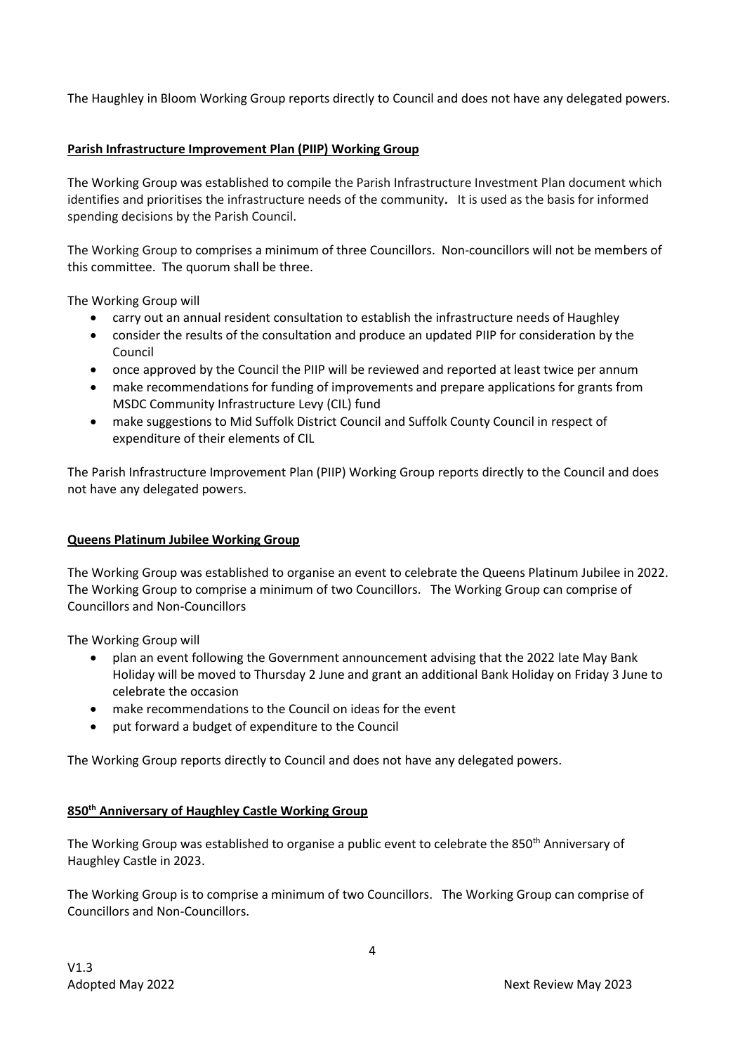The Haughley in Bloom Working Group reports directly to Council and does not have any delegated powers.

**Parish Infrastructure Improvement Plan (PIIP) Working Group**

The Working Group was established to compile the Parish Infrastructure Investment Plan document which identifies and prioritises the infrastructure needs of the community**.** It is used as the basis for informed spending decisions by the Parish Council.

The Working Group to comprises a minimum of three Councillors. Non-councillors will not be members of this committee. The quorum shall be three.

The Working Group will

- carry out an annual resident consultation to establish the infrastructure needs of Haughley
- consider the results of the consultation and produce an updated PIIP for consideration by the Council
- once approved by the Council the PIIP will be reviewed and reported at least twice per annum
- make recommendations for funding of improvements and prepare applications for grants from MSDC Community Infrastructure Levy (CIL) fund
- make suggestions to Mid Suffolk District Council and Suffolk County Council in respect of expenditure of their elements of CIL

The Parish Infrastructure Improvement Plan (PIIP) Working Group reports directly to the Council and does not have any delegated powers.

**Queens Platinum Jubilee Working Group**

The Working Group was established to organise an event to celebrate the Queens Platinum Jubilee in 2022. The Working Group to comprise a minimum of two Councillors. The Working Group can comprise of Councillors and Non-Councillors

The Working Group will

- plan an event following the Government announcement advising that the 2022 late May Bank Holiday will be moved to Thursday 2 June and grant an additional Bank Holiday on Friday 3 June to celebrate the occasion
- make recommendations to the Council on ideas for the event
- put forward a budget of expenditure to the Council

The Working Group reports directly to Council and does not have any delegated powers.

**850th Anniversary of Haughley Castle Working Group**

The Working Group was established to organise a public event to celebrate the 850th Anniversary of Haughley Castle in 2023.

The Working Group is to comprise a minimum of two Councillors. The Working Group can comprise of Councillors and Non-Councillors.

V1.3
Adopted May 2022 Next Review May 2023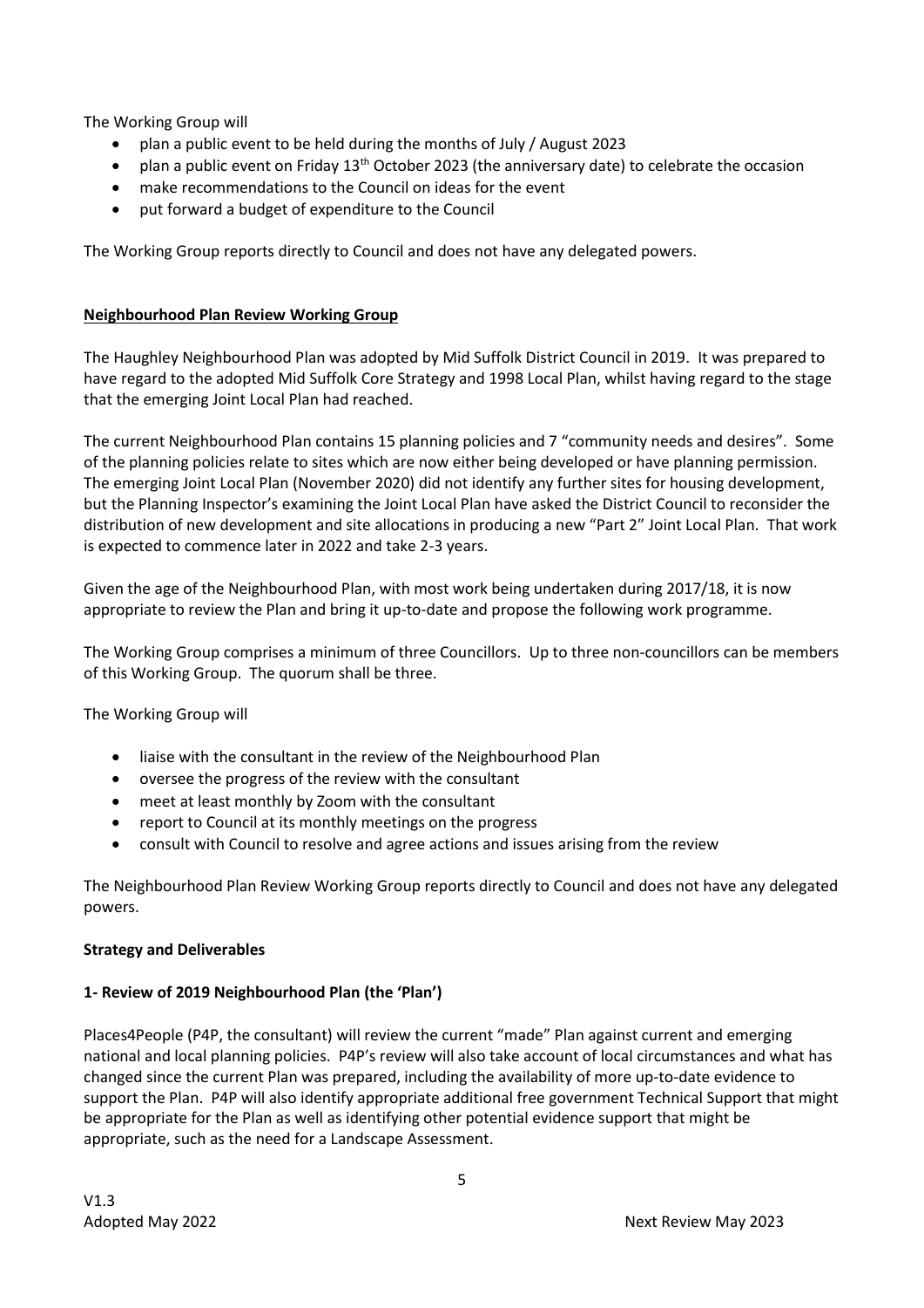The Working Group will

- plan a public event to be held during the months of July / August 2023
- plan a public event on Friday 13th October 2023 (the anniversary date) to celebrate the occasion
- make recommendations to the Council on ideas for the event
- put forward a budget of expenditure to the Council

The Working Group reports directly to Council and does not have any delegated powers.

**Neighbourhood Plan Review Working Group**

The Haughley Neighbourhood Plan was adopted by Mid Suffolk District Council in 2019. It was prepared to have regard to the adopted Mid Suffolk Core Strategy and 1998 Local Plan, whilst having regard to the stage that the emerging Joint Local Plan had reached.

The current Neighbourhood Plan contains 15 planning policies and 7 "community needs and desires". Some of the planning policies relate to sites which are now either being developed or have planning permission. The emerging Joint Local Plan (November 2020) did not identify any further sites for housing development, but the Planning Inspector's examining the Joint Local Plan have asked the District Council to reconsider the distribution of new development and site allocations in producing a new "Part 2" Joint Local Plan. That work is expected to commence later in 2022 and take 2-3 years.

Given the age of the Neighbourhood Plan, with most work being undertaken during 2017/18, it is now appropriate to review the Plan and bring it up-to-date and propose the following work programme.

The Working Group comprises a minimum of three Councillors. Up to three non-councillors can be members of this Working Group. The quorum shall be three.

The Working Group will

- liaise with the consultant in the review of the Neighbourhood Plan
- oversee the progress of the review with the consultant
- meet at least monthly by Zoom with the consultant
- report to Council at its monthly meetings on the progress
- consult with Council to resolve and agree actions and issues arising from the review

The Neighbourhood Plan Review Working Group reports directly to Council and does not have any delegated powers.

**Strategy and Deliverables**

**1- Review of 2019 Neighbourhood Plan (the 'Plan')**

Places4People (P4P, the consultant) will review the current "made" Plan against current and emerging national and local planning policies. P4P's review will also take account of local circumstances and what has changed since the current Plan was prepared, including the availability of more up-to-date evidence to support the Plan. P4P will also identify appropriate additional free government Technical Support that might be appropriate for the Plan as well as identifying other potential evidence support that might be appropriate, such as the need for a Landscape Assessment.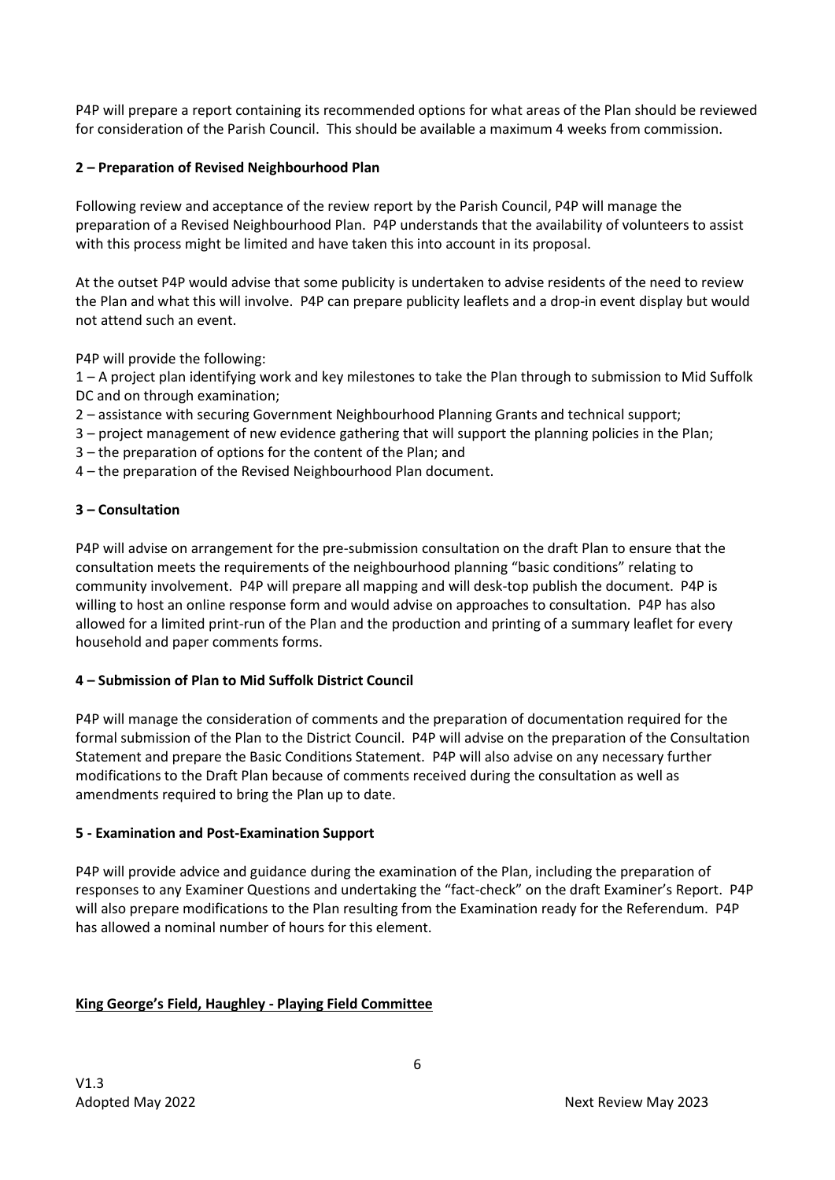P4P will prepare a report containing its recommended options for what areas of the Plan should be reviewed for consideration of the Parish Council. This should be available a maximum 4 weeks from commission.

**2 – Preparation of Revised Neighbourhood Plan**

Following review and acceptance of the review report by the Parish Council, P4P will manage the preparation of a Revised Neighbourhood Plan. P4P understands that the availability of volunteers to assist with this process might be limited and have taken this into account in its proposal.

At the outset P4P would advise that some publicity is undertaken to advise residents of the need to review the Plan and what this will involve. P4P can prepare publicity leaflets and a drop-in event display but would not attend such an event.

P4P will provide the following:

1 – A project plan identifying work and key milestones to take the Plan through to submission to Mid Suffolk DC and on through examination;

2 – assistance with securing Government Neighbourhood Planning Grants and technical support;

3 – project management of new evidence gathering that will support the planning policies in the Plan;

3 – the preparation of options for the content of the Plan; and

4 – the preparation of the Revised Neighbourhood Plan document.

**3 – Consultation**

P4P will advise on arrangement for the pre-submission consultation on the draft Plan to ensure that the consultation meets the requirements of the neighbourhood planning "basic conditions" relating to community involvement. P4P will prepare all mapping and will desk-top publish the document. P4P is willing to host an online response form and would advise on approaches to consultation. P4P has also allowed for a limited print-run of the Plan and the production and printing of a summary leaflet for every household and paper comments forms.

**4 – Submission of Plan to Mid Suffolk District Council**

P4P will manage the consideration of comments and the preparation of documentation required for the formal submission of the Plan to the District Council. P4P will advise on the preparation of the Consultation Statement and prepare the Basic Conditions Statement. P4P will also advise on any necessary further modifications to the Draft Plan because of comments received during the consultation as well as amendments required to bring the Plan up to date.

**5 - Examination and Post-Examination Support**

P4P will provide advice and guidance during the examination of the Plan, including the preparation of responses to any Examiner Questions and undertaking the "fact-check" on the draft Examiner's Report. P4P will also prepare modifications to the Plan resulting from the Examination ready for the Referendum. P4P has allowed a nominal number of hours for this element.

**King George's Field, Haughley - Playing Field Committee**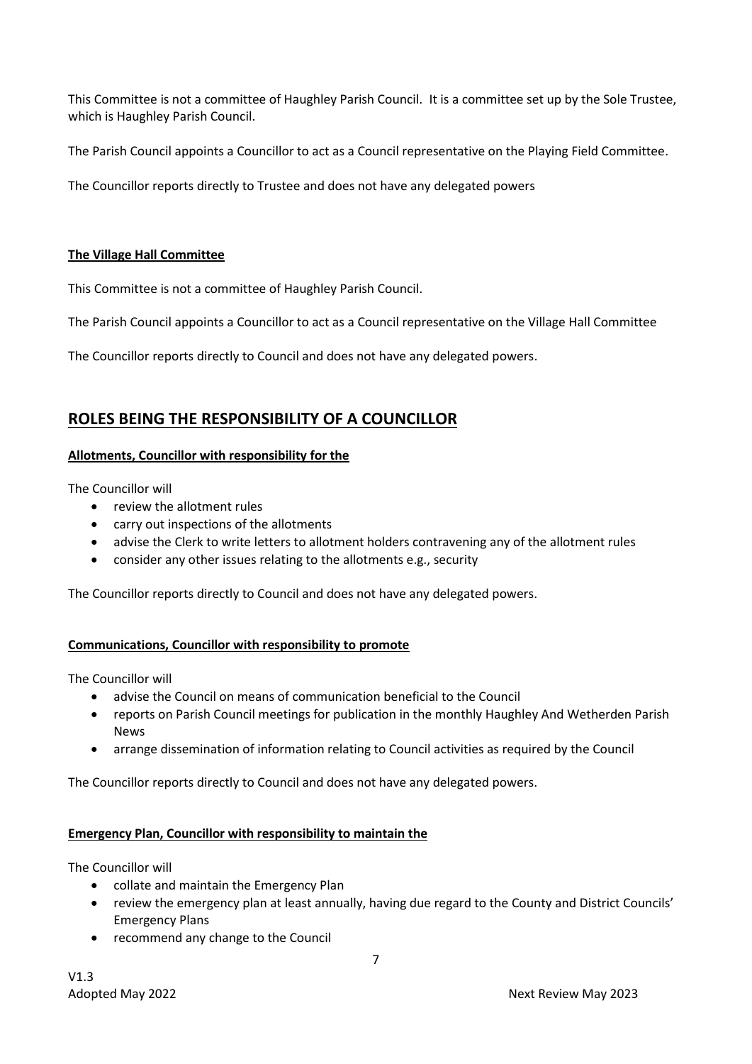This Committee is not a committee of Haughley Parish Council. It is a committee set up by the Sole Trustee, which is Haughley Parish Council.

The Parish Council appoints a Councillor to act as a Council representative on the Playing Field Committee.

The Councillor reports directly to Trustee and does not have any delegated powers

**The Village Hall Committee**

This Committee is not a committee of Haughley Parish Council.

The Parish Council appoints a Councillor to act as a Council representative on the Village Hall Committee

The Councillor reports directly to Council and does not have any delegated powers.

## ROLES BEING THE RESPONSIBILITY OF A COUNCILLOR

**Allotments, Councillor with responsibility for the**

The Councillor will

- review the allotment rules
- carry out inspections of the allotments
- advise the Clerk to write letters to allotment holders contravening any of the allotment rules
- consider any other issues relating to the allotments e.g., security

The Councillor reports directly to Council and does not have any delegated powers.

**Communications, Councillor with responsibility to promote**

The Councillor will

- advise the Council on means of communication beneficial to the Council
- reports on Parish Council meetings for publication in the monthly Haughley And Wetherden Parish News
- arrange dissemination of information relating to Council activities as required by the Council

The Councillor reports directly to Council and does not have any delegated powers.

**Emergency Plan, Councillor with responsibility to maintain the**

The Councillor will

- collate and maintain the Emergency Plan
- review the emergency plan at least annually, having due regard to the County and District Councils' Emergency Plans
- recommend any change to the Council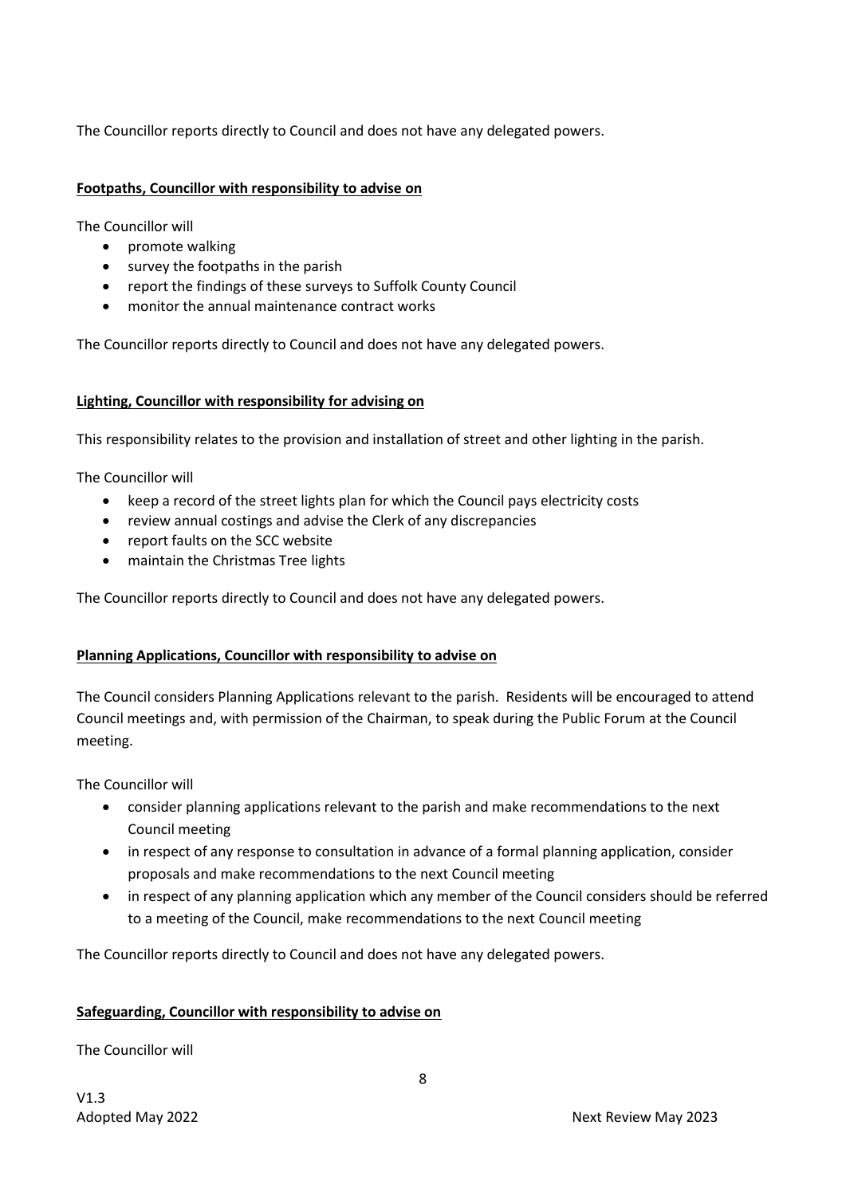The Councillor reports directly to Council and does not have any delegated powers.

**Footpaths, Councillor with responsibility to advise on**

The Councillor will

- promote walking
- survey the footpaths in the parish
- report the findings of these surveys to Suffolk County Council
- monitor the annual maintenance contract works

The Councillor reports directly to Council and does not have any delegated powers.

**Lighting, Councillor with responsibility for advising on**

This responsibility relates to the provision and installation of street and other lighting in the parish.

The Councillor will

- keep a record of the street lights plan for which the Council pays electricity costs
- review annual costings and advise the Clerk of any discrepancies
- report faults on the SCC website
- maintain the Christmas Tree lights

The Councillor reports directly to Council and does not have any delegated powers.

**Planning Applications, Councillor with responsibility to advise on**

The Council considers Planning Applications relevant to the parish. Residents will be encouraged to attend Council meetings and, with permission of the Chairman, to speak during the Public Forum at the Council meeting.

The Councillor will

- consider planning applications relevant to the parish and make recommendations to the next Council meeting
- in respect of any response to consultation in advance of a formal planning application, consider proposals and make recommendations to the next Council meeting
- in respect of any planning application which any member of the Council considers should be referred to a meeting of the Council, make recommendations to the next Council meeting

The Councillor reports directly to Council and does not have any delegated powers.

**Safeguarding, Councillor with responsibility to advise on**

The Councillor will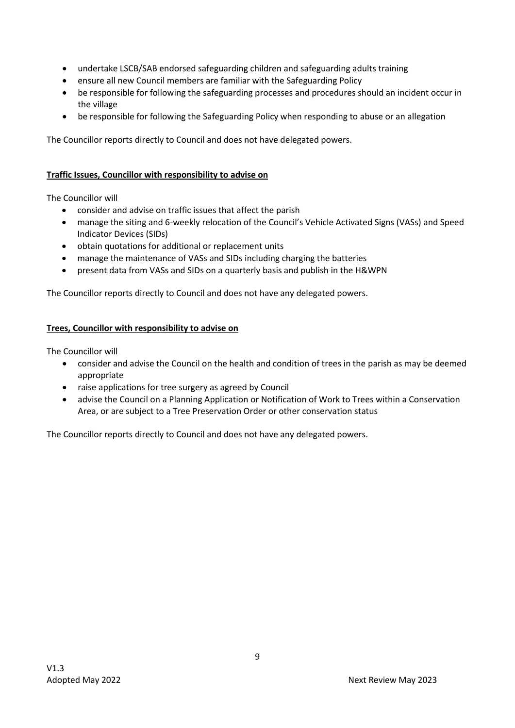- undertake LSCB/SAB endorsed safeguarding children and safeguarding adults training
- ensure all new Council members are familiar with the Safeguarding Policy
- be responsible for following the safeguarding processes and procedures should an incident occur in the village
- be responsible for following the Safeguarding Policy when responding to abuse or an allegation

The Councillor reports directly to Council and does not have delegated powers.

**Traffic Issues, Councillor with responsibility to advise on**

The Councillor will

- consider and advise on traffic issues that affect the parish
- manage the siting and 6-weekly relocation of the Council's Vehicle Activated Signs (VASs) and Speed Indicator Devices (SIDs)
- obtain quotations for additional or replacement units
- manage the maintenance of VASs and SIDs including charging the batteries
- present data from VASs and SIDs on a quarterly basis and publish in the H&WPN

The Councillor reports directly to Council and does not have any delegated powers.

**Trees, Councillor with responsibility to advise on**

The Councillor will

- consider and advise the Council on the health and condition of trees in the parish as may be deemed appropriate
- raise applications for tree surgery as agreed by Council
- advise the Council on a Planning Application or Notification of Work to Trees within a Conservation Area, or are subject to a Tree Preservation Order or other conservation status

The Councillor reports directly to Council and does not have any delegated powers.